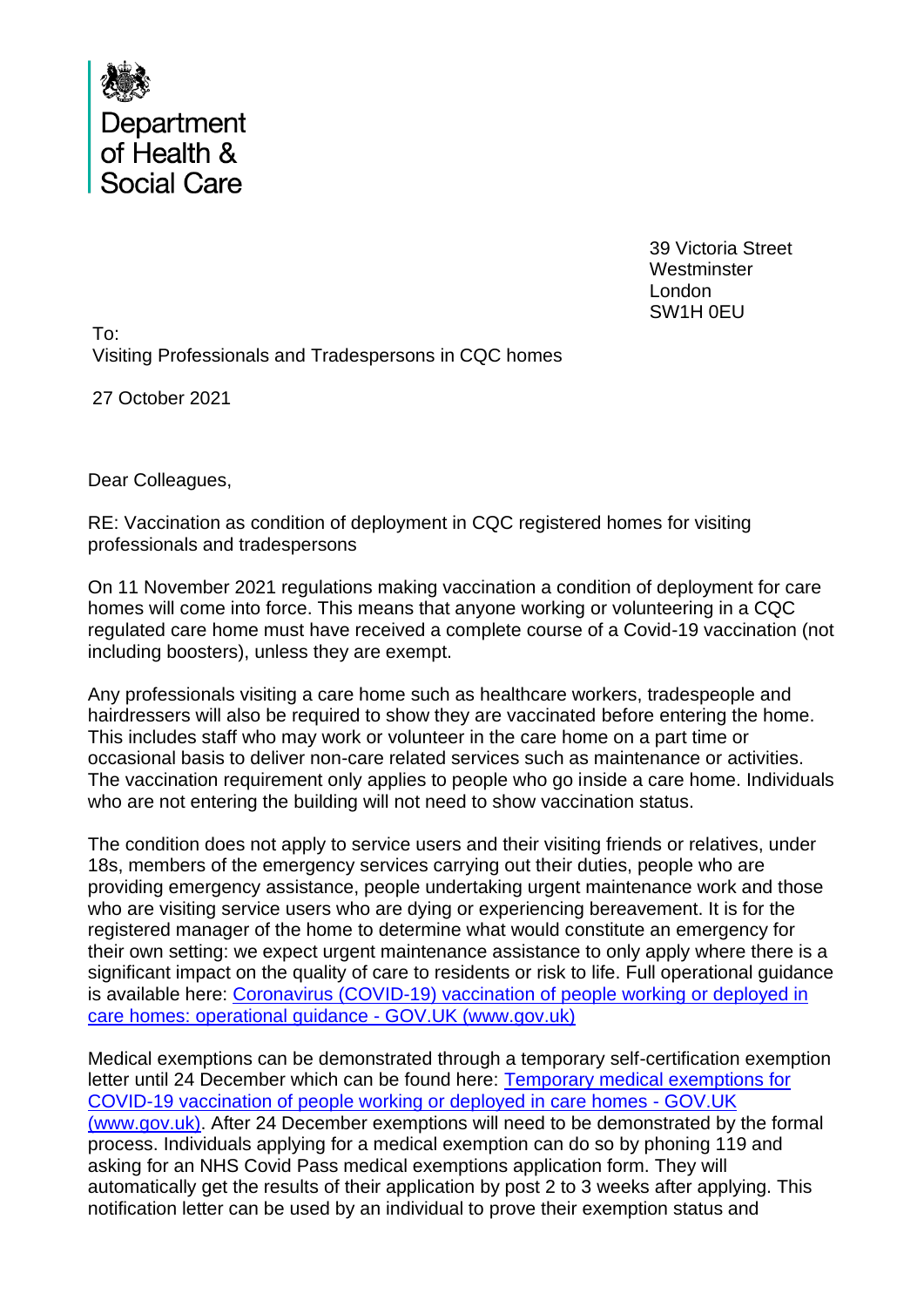Department of Health & Social Care

39 Victoria Street
Westminster
London
SW1H 0EU

To:
Visiting Professionals and Tradespersons in CQC homes

27 October 2021

Dear Colleagues,

RE: Vaccination as condition of deployment in CQC registered homes for visiting professionals and tradespersons

On 11 November 2021 regulations making vaccination a condition of deployment for care homes will come into force. This means that anyone working or volunteering in a CQC regulated care home must have received a complete course of a Covid-19 vaccination (not including boosters), unless they are exempt.

Any professionals visiting a care home such as healthcare workers, tradespeople and hairdressers will also be required to show they are vaccinated before entering the home. This includes staff who may work or volunteer in the care home on a part time or occasional basis to deliver non-care related services such as maintenance or activities. The vaccination requirement only applies to people who go inside a care home. Individuals who are not entering the building will not need to show vaccination status.

The condition does not apply to service users and their visiting friends or relatives, under 18s, members of the emergency services carrying out their duties, people who are providing emergency assistance, people undertaking urgent maintenance work and those who are visiting service users who are dying or experiencing bereavement. It is for the registered manager of the home to determine what would constitute an emergency for their own setting: we expect urgent maintenance assistance to only apply where there is a significant impact on the quality of care to residents or risk to life. Full operational guidance is available here: [Coronavirus (COVID-19) vaccination of people working or deployed in care homes: operational guidance - GOV.UK (www.gov.uk)]

Medical exemptions can be demonstrated through a temporary self-certification exemption letter until 24 December which can be found here: [Temporary medical exemptions for COVID-19 vaccination of people working or deployed in care homes - GOV.UK (www.gov.uk)]. After 24 December exemptions will need to be demonstrated by the formal process. Individuals applying for a medical exemption can do so by phoning 119 and asking for an NHS Covid Pass medical exemptions application form. They will automatically get the results of their application by post 2 to 3 weeks after applying. This notification letter can be used by an individual to prove their exemption status and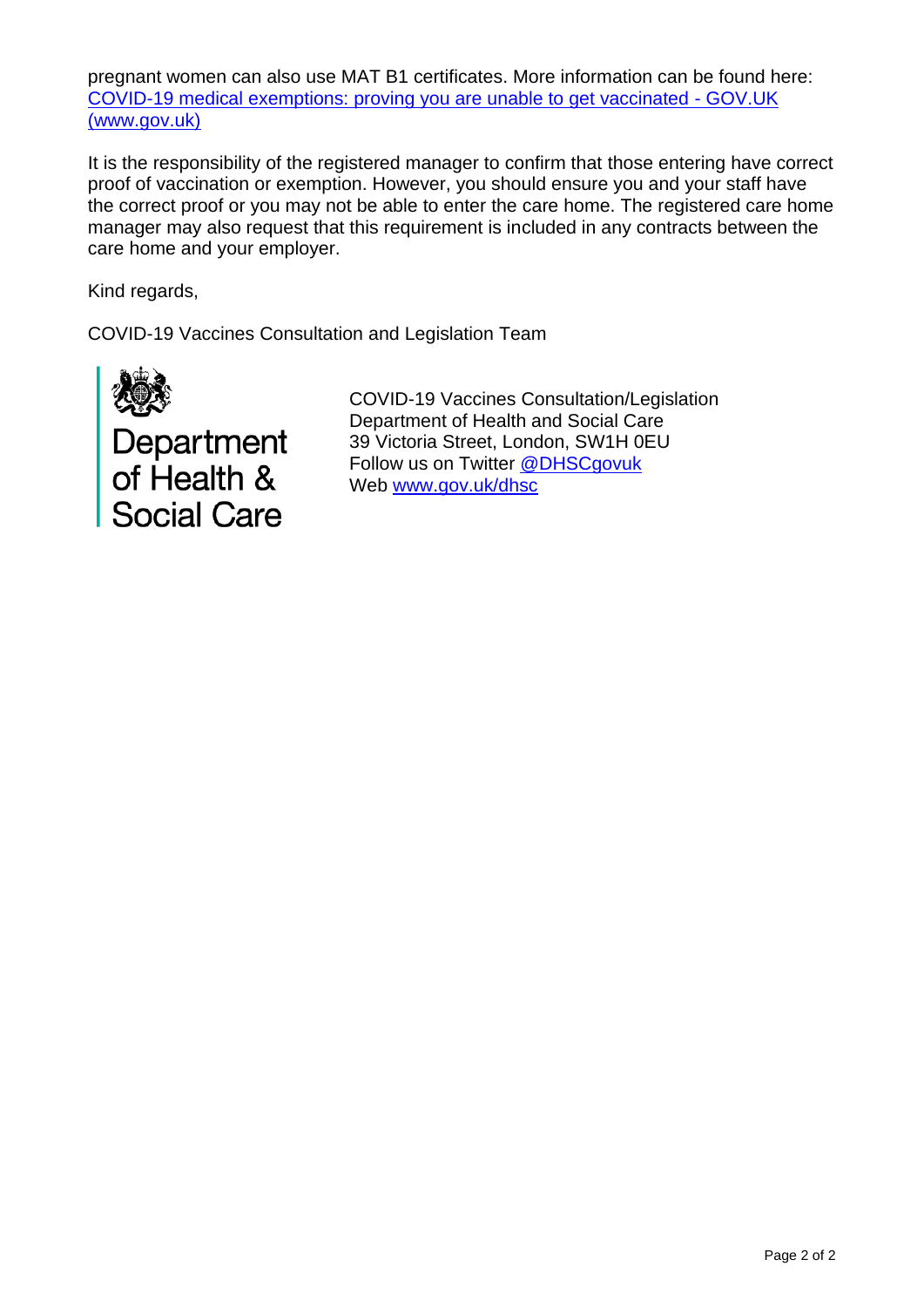pregnant women can also use MAT B1 certificates. More information can be found here: [COVID-19 medical exemptions: proving you are unable to get vaccinated - GOV.UK (www.gov.uk)](https://www.gov.uk)

It is the responsibility of the registered manager to confirm that those entering have correct proof of vaccination or exemption. However, you should ensure you and your staff have the correct proof or you may not be able to enter the care home. The registered care home manager may also request that this requirement is included in any contracts between the care home and your employer.

Kind regards,

COVID-19 Vaccines Consultation and Legislation Team

Department of Health & Social Care

COVID-19 Vaccines Consultation/Legislation
Department of Health and Social Care
39 Victoria Street, London, SW1H 0EU
Follow us on Twitter @DHSCgovuk
Web www.gov.uk/dhsc